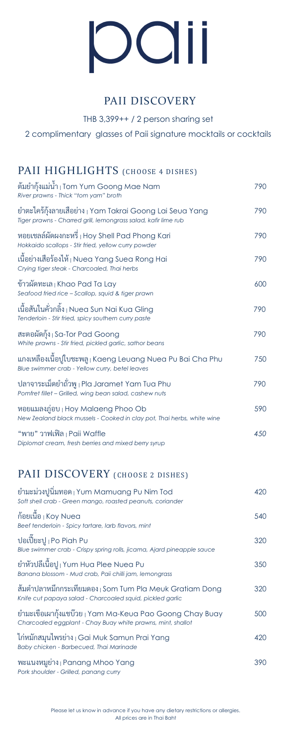# paii

## PAII DISCOVERY

THB 3,399++ / 2 person sharing set

2 complimentary glasses of Paii signature mocktails or cocktails

## PAII HIGHLIGHTS (CHOOSE 4 DISHES)

| Dish | Price |
|---|---|
| ต้มยำกุ้งแม่น้ำ \| Tom Yum Goong Mae Nam<br>*River prawns - Thick "tom yam" broth* | 790 |
| ยำตะไคร้กุ้งลายเสือย่าง \| Yam Takrai Goong Lai Seua Yang<br>*Tiger prawns - Charred grill, lemongrass salad, kafir lime rub* | 790 |
| หอยเชลล์ผัดผงกะหรี่ \| Hoy Shell Pad Phong Kari<br>*Hokkaido scallops - Stir fried, yellow curry powder* | 790 |
| เนื้อย่างเสือร้องไห้ \| Nuea Yang Suea Rong Hai<br>*Crying tiger steak - Charcoaled, Thai herbs* | 790 |
| ข้าวผัดทะเล \| Khao Pad Ta Lay<br>*Seafood fried rice – Scallop, squid & tiger prawn* | 600 |
| เนื้อสันในคั่วกลิ้ง \| Nuea Sun Nai Kua Gling<br>*Tenderloin - Stir fried, spicy southern curry paste* | 790 |
| สะตอผัดกุ้ง \| Sa-Tor Pad Goong<br>*White prawns - Stir fried, pickled garlic, sathor beans* | 790 |
| แกงเหลืองเนื้อปูใบชะพลู \| Kaeng Leuang Nuea Pu Bai Cha Phu<br>*Blue swimmer crab - Yellow curry, betel leaves* | 750 |
| ปลาจาระเม็ดยำถั่วพู \| Pla Jaramet Yam Tua Phu<br>*Pomfret fillet – Grilled, wing bean salad, cashew nuts* | 790 |
| หอยแมลงภู่อบ \| Hoy Malaeng Phoo Ob<br>*New Zealand black mussels - Cooked in clay pot, Thai herbs, white wine* | 590 |
| "พาย" วาฟเฟิล \| Paii Waffle<br>*Diplomat cream, fresh berries and mixed berry syrup* | *450* |

## PAII DISCOVERY (CHOOSE 2 DISHES)

| Dish | Price |
|---|---|
| ยำมะม่วงปูนิ่มทอด \| Yum Mamuang Pu Nim Tod<br>*Soft shell crab - Green mango, roasted peanuts, coriander* | 420 |
| ก้อยเนื้อ \| Koy Nuea<br>*Beef tenderloin - Spicy tartare, larb flavors, mint* | 540 |
| ปอเปี๊ยะปู \| Po Piah Pu<br>*Blue swimmer crab - Crispy spring rolls, jicama, Ajard pineapple sauce* | 320 |
| ยำหัวปลีเนื้อปู \| Yum Hua Plee Nuea Pu<br>*Banana blossom - Mud crab, Paii chilli jam, lemongrass* | 350 |
| ส้มตำปลาหมึกกระเทียมดอง \| Som Tum Pla Meuk Gratiam Dong<br>*Knife cut papaya salad - Charcoaled squid, pickled garlic* | 320 |
| ยำมะเขือเผากุ้งแชบ๊วย \| Yam Ma-Keua Pao Goong Chay Buay<br>*Charcoaled eggplant - Chay Buay white prawns, mint, shallot* | 500 |
| ไก่หมักสมุนไพรย่าง \| Gai Muk Samun Prai Yang<br>*Baby chicken - Barbecued, Thai Marinade* | 420 |
| พะแนงหมูย่าง \| Panang Mhoo Yang<br>*Pork shoulder - Grilled, panang curry* | 390 |

Please let us know in advance if you have any dietary restrictions or allergies.
All prices are in Thai Baht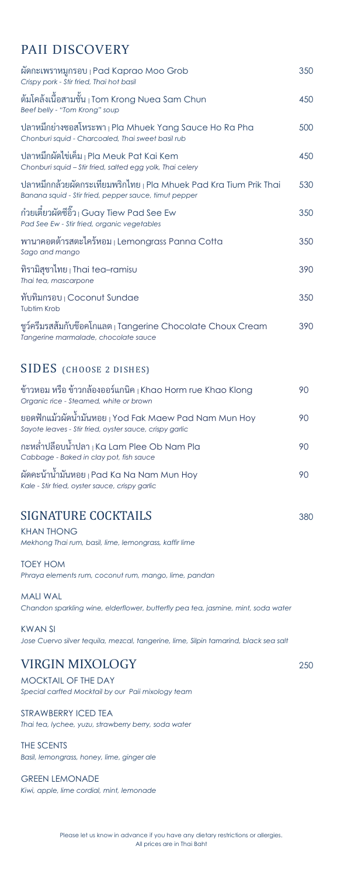## PAII DISCOVERY

| | |
|---|---|
| ผัดกะเพราหมูกรอบ \| Pad Kaprao Moo Grob<br>*Crispy pork - Stir fried, Thai hot basil* | 350 |
| ต้มโคล้งเนื้อสามชั้น \| Tom Krong Nuea Sam Chun<br>*Beef belly - "Tom Krong" soup* | 450 |
| ปลาหมึกย่างซอสโหระพา \| Pla Mhuek Yang Sauce Ho Ra Pha<br>*Chonburi squid - Charcoaled, Thai sweet basil rub* | 500 |
| ปลาหมึกผัดไข่เค็ม \| Pla Meuk Pat Kai Kem<br>*Chonburi squid – Stir fried, salted egg yolk, Thai celery* | 450 |
| ปลาหมึกกล้วยผัดกระเทียมพริกไทย \| Pla Mhuek Pad Kra Tium Prik Thai<br>*Banana squid - Stir fried, pepper sauce, timut pepper* | 530 |
| ก๋วยเตี๋ยวผัดซีอิ๊ว \| Guay Tiew Pad See Ew<br>*Pad See Ew - Stir fried, organic vegetables* | 350 |
| พานาคอตต้ารสตะไคร้หอม \| Lemongrass Panna Cotta<br>*Sago and mango* | 350 |
| ทิรามิสุชาไทย \| Thai tea–ramisu<br>*Thai tea, mascarpone* | 390 |
| ทับทิมกรอบ \| Coconut Sundae<br>Tubtim Krob | 350 |
| ชูว์ครีมรสส้มกับช็อคโกแลต \| Tangerine Chocolate Choux Cream<br>*Tangerine marmalade, chocolate sauce* | 390 |

## SIDES (CHOOSE 2 DISHES)

| | |
|---|---|
| ข้าวหอม หรือ ข้าวกล้องออร์แกนิค \| Khao Horm rue Khao Klong<br>*Organic rice - Steamed, white or brown* | 90 |
| ยอดฟักแม้วผัดน้ำมันหอย \| Yod Fak Maew Pad Nam Mun Hoy<br>*Sayote leaves - Stir fried, oyster sauce, crispy garlic* | 90 |
| กะหล่ำปลีอบน้ำปลา \| Ka Lam Plee Ob Nam Pla<br>*Cabbage - Baked in clay pot, fish sauce* | 90 |
| ผัดคะน้าน้ำมันหอย \| Pad Ka Na Nam Mun Hoy<br>*Kale - Stir fried, oyster sauce, crispy garlic* | 90 |

## SIGNATURE COCKTAILS — 380

KHAN THONG
*Mekhong Thai rum, basil, lime, lemongrass, kaffir lime*

TOEY HOM
*Phraya elements rum, coconut rum, mango, lime, pandan*

MALI WAL
*Chandon sparkling wine, elderflower, butterfly pea tea, jasmine, mint, soda water*

KWAN SI
*Jose Cuervo silver tequila, mezcal, tangerine, lime, Silpin tamarind, black sea salt*

## VIRGIN MIXOLOGY — 250

MOCKTAIL OF THE DAY
*Special carfted Mocktail by our Paii mixology team*

STRAWBERRY ICED TEA
*Thai tea, lychee, yuzu, strawberry berry, soda water*

THE SCENTS
*Basil, lemongrass, honey, lime, ginger ale*

GREEN LEMONADE
*Kiwi, apple, lime cordial, mint, lemonade*

Please let us know in advance if you have any dietary restrictions or allergies.
All prices are in Thai Baht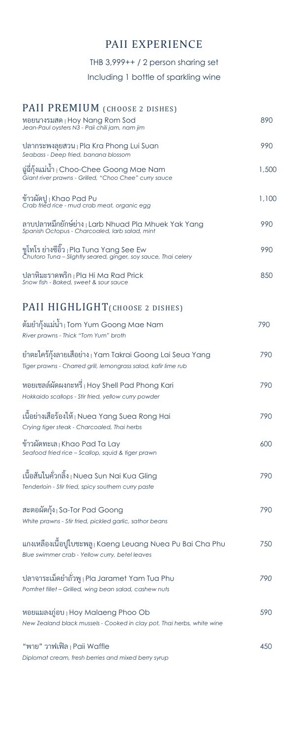# PAII EXPERIENCE

THB 3,999++ / 2 person sharing set

Including 1 bottle of sparkling wine

## PAII PREMIUM (CHOOSE 2 DISHES)

| Dish | Price |
|---|---|
| หอยนางรมสด ꞁ Hoy Nang Rom Sod<br>*Jean-Paul oysters N3 - Paii chili jam, nam jim* | 890 |
| ปลากระพงลุยสวน ꞁ Pla Kra Phong Lui Suan<br>*Seabass - Deep fried, banana blossom* | 990 |
| ฉู่ฉี่กุ้งแม่น้ำ ꞁ Choo-Chee Goong Mae Nam<br>*Giant river prawns - Grilled, "Choo Chee" curry sauce* | 1,500 |
| ข้าวผัดปู ꞁ Khao Pad Pu<br>*Crab fried rice - mud crab meat, organic egg* | 1,100 |
| ลาบปลาหมึกยักษ์ย่าง ꞁ Larb Nhuad Pla Mhuek Yak Yang<br>*Spanish Octopus - Charcoaled, larb salad, mint* | 990 |
| ชูโทโร ย่างซีอิ๊ว ꞁ Pla Tuna Yang See Ew<br>*Chutoro Tuna – Slightly seared, ginger, soy sauce, Thai celery* | 990 |
| ปลาหิมะราดพริก ꞁ Pla Hi Ma Rad Prick<br>*Snow fish - Baked, sweet & sour sauce* | 850 |

## PAII HIGHLIGHT (CHOOSE 2 DISHES)

| Dish | Price |
|---|---|
| ต้มยำกุ้งแม่น้ำ ꞁ Tom Yum Goong Mae Nam<br>*River prawns - Thick "Tom Yum" broth* | 790 |
| ยำตะไคร้กุ้งลายเสือย่าง ꞁ Yam Takrai Goong Lai Seua Yang<br>*Tiger prawns - Charred grill, lemongrass salad, kafir lime rub* | 790 |
| หอยเชลล์ผัดผงกะหรี่ ꞁ Hoy Shell Pad Phong Kari<br>*Hokkaido scallops - Stir fried, yellow curry powder* | 790 |
| เนื้อย่างเสือร้องไห้ ꞁ Nuea Yang Suea Rong Hai<br>*Crying tiger steak - Charcoaled, Thai herbs* | 790 |
| ข้าวผัดทะเล ꞁ Khao Pad Ta Lay<br>*Seafood fried rice – Scallop, squid & tiger prawn* | 600 |
| เนื้อสันในคั่วกลิ้ง ꞁ Nuea Sun Nai Kua Gling<br>*Tenderloin - Stir fried, spicy southern curry paste* | 790 |
| สะตอผัดกุ้ง ꞁ Sa-Tor Pad Goong<br>*White prawns - Stir fried, pickled garlic, sathor beans* | 790 |
| แกงเหลืองเนื้อปูใบชะพลู ꞁ Kaeng Leuang Nuea Pu Bai Cha Phu<br>*Blue swimmer crab - Yellow curry, betel leaves* | 750 |
| ปลาจาระเม็ดยำถั่วพู ꞁ Pla Jaramet Yam Tua Phu<br>*Pomfret fillet – Grilled, wing bean salad, cashew nuts* | 790 |
| หอยแมลงภู่อบ ꞁ Hoy Malaeng Phoo Ob<br>*New Zealand black mussels - Cooked in clay pot, Thai herbs, white wine* | 590 |
| "พาย" วาฟเฟิล ꞁ Paii Waffle<br>*Diplomat cream, fresh berries and mixed berry syrup* | 450 |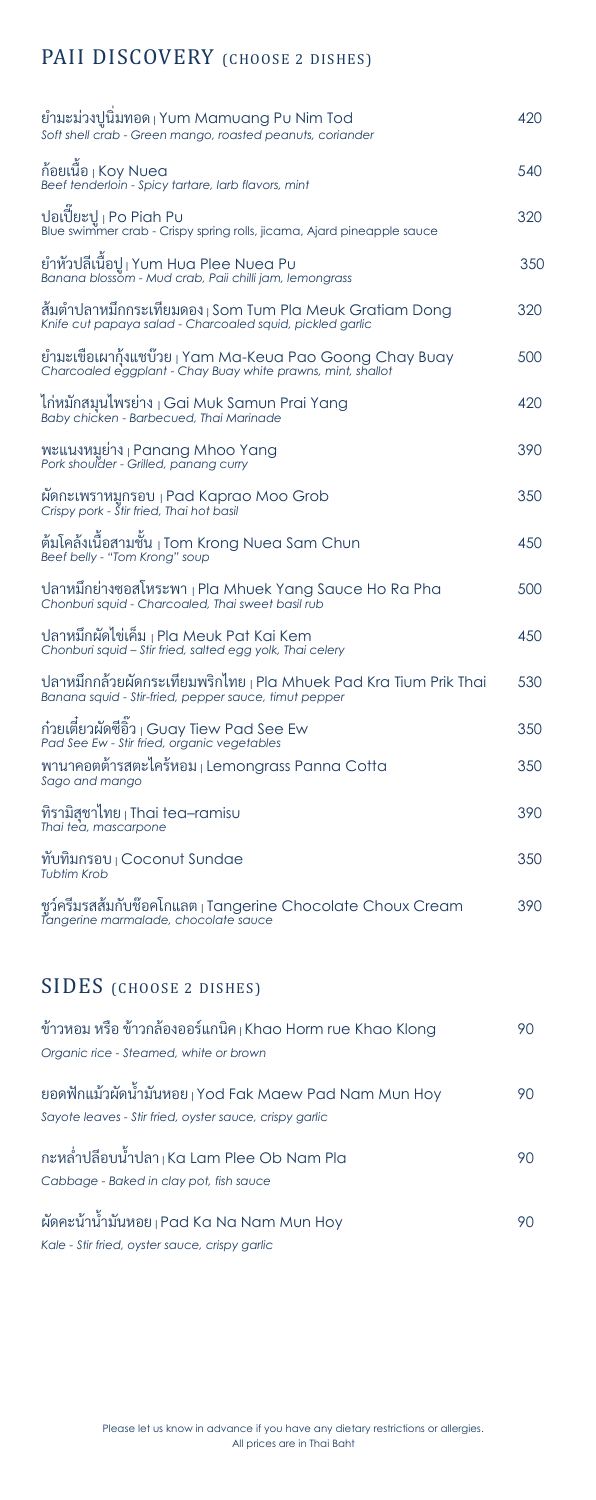## PAII DISCOVERY (CHOOSE 2 DISHES)

| | |
|---|---|
| ยำมะม่วงปูนิ่มทอด \| Yum Mamuang Pu Nim Tod<br>*Soft shell crab - Green mango, roasted peanuts, coriander* | 420 |
| ก้อยเนื้อ \| Koy Nuea<br>*Beef tenderloin - Spicy tartare, larb flavors, mint* | 540 |
| ปอเปี๊ยะปู \| Po Piah Pu<br>*Blue swimmer crab - Crispy spring rolls, jicama, Ajard pineapple sauce* | 320 |
| ยำหัวปลีเนื้อปู \| Yum Hua Plee Nuea Pu<br>*Banana blossom - Mud crab, Paii chilli jam, lemongrass* | 350 |
| ส้มตำปลาหมึกกระเทียมดอง \| Som Tum Pla Meuk Gratiam Dong<br>*Knife cut papaya salad - Charcoaled squid, pickled garlic* | 320 |
| ยำมะเขือเผากุ้งแชบ๊วย \| Yam Ma-Keua Pao Goong Chay Buay<br>*Charcoaled eggplant - Chay Buay white prawns, mint, shallot* | 500 |
| ไก่หมักสมุนไพรย่าง \| Gai Muk Samun Prai Yang<br>*Baby chicken - Barbecued, Thai Marinade* | 420 |
| พะแนงหมูย่าง \| Panang Mhoo Yang<br>*Pork shoulder - Grilled, panang curry* | 390 |
| ผัดกะเพราหมูกรอบ \| Pad Kaprao Moo Grob<br>*Crispy pork - Stir fried, Thai hot basil* | 350 |
| ต้มโคล้งเนื้อสามชั้น \| Tom Krong Nuea Sam Chun<br>*Beef belly - "Tom Krong" soup* | 450 |
| ปลาหมึกย่างซอสโหระพา \| Pla Mhuek Yang Sauce Ho Ra Pha<br>*Chonburi squid - Charcoaled, Thai sweet basil rub* | 500 |
| ปลาหมึกผัดไข่เค็ม \| Pla Meuk Pat Kai Kem<br>*Chonburi squid – Stir fried, salted egg yolk, Thai celery* | 450 |
| ปลาหมึกกล้วยผัดกระเทียมพริกไทย \| Pla Mhuek Pad Kra Tium Prik Thai<br>*Banana squid - Stir-fried, pepper sauce, timut pepper* | 530 |
| ก๋วยเตี๋ยวผัดซีอิ๊ว \| Guay Tiew Pad See Ew<br>*Pad See Ew - Stir fried, organic vegetables* | 350 |
| พานาคอตต้ารสตะไคร้หอม \| Lemongrass Panna Cotta<br>*Sago and mango* | 350 |
| ทิรามิสุชาไทย \| Thai tea–ramisu<br>*Thai tea, mascarpone* | 390 |
| ทับทิมกรอบ \| Coconut Sundae<br>*Tubtim Krob* | 350 |
| ชูว์ครีมรสส้มกับช็อคโกแลต \| Tangerine Chocolate Choux Cream<br>*Tangerine marmalade, chocolate sauce* | 390 |

## SIDES (CHOOSE 2 DISHES)

| | |
|---|---|
| ข้าวหอม หรือ ข้าวกล้องออร์แกนิค \| Khao Horm rue Khao Klong<br>*Organic rice - Steamed, white or brown* | 90 |
| ยอดฟักแม้วผัดน้ำมันหอย \| Yod Fak Maew Pad Nam Mun Hoy<br>*Sayote leaves - Stir fried, oyster sauce, crispy garlic* | 90 |
| กะหล่ำปลีอบน้ำปลา \| Ka Lam Plee Ob Nam Pla<br>*Cabbage - Baked in clay pot, fish sauce* | 90 |
| ผัดคะน้าน้ำมันหอย \| Pad Ka Na Nam Mun Hoy<br>*Kale - Stir fried, oyster sauce, crispy garlic* | 90 |

Please let us know in advance if you have any dietary restrictions or allergies.
All prices are in Thai Baht